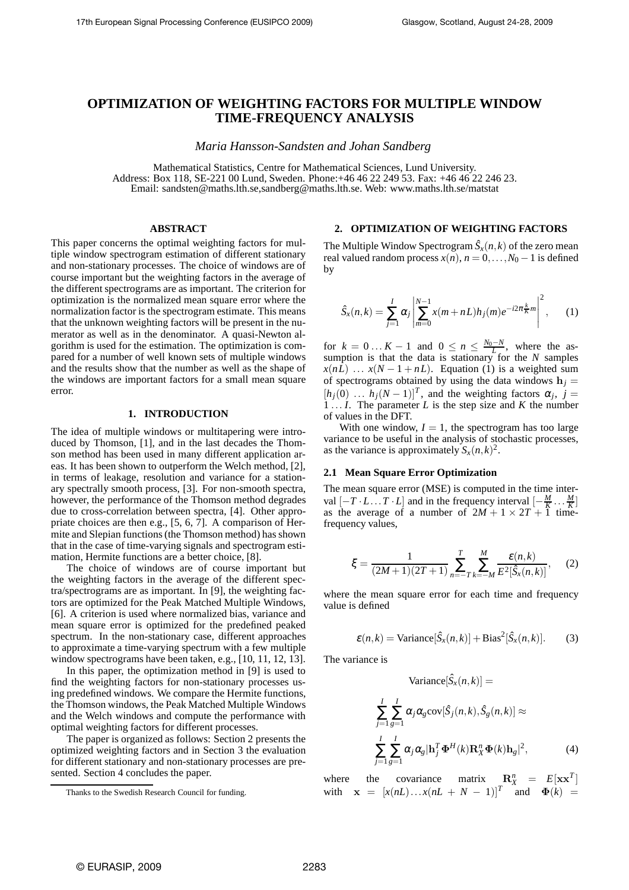# OPTIMIZATION OF WEIGHTING FACTORS FOR MULTIPLE WINDOW TIME-FREQUENCY ANALYSIS

*Maria Hansson-Sandsten and Johan Sandberg*

Mathematical Statistics, Centre for Mathematical Sciences, Lund University.
Address: Box 118, SE-221 00 Lund, Sweden. Phone:+46 46 22 249 53. Fax: +46 46 22 246 23.
Email: sandsten@maths.lth.se,sandberg@maths.lth.se. Web: www.maths.lth.se/matstat

## ABSTRACT

This paper concerns the optimal weighting factors for multiple window spectrogram estimation of different stationary and non-stationary processes. The choice of windows are of course important but the weighting factors in the average of the different spectrograms are as important. The criterion for optimization is the normalized mean square error where the normalization factor is the spectrogram estimate. This means that the unknown weighting factors will be present in the numerator as well as in the denominator. A quasi-Newton algorithm is used for the estimation. The optimization is compared for a number of well known sets of multiple windows and the results show that the number as well as the shape of the windows are important factors for a small mean square error.

## 1. INTRODUCTION

The idea of multiple windows or multitapering were introduced by Thomson, [1], and in the last decades the Thomson method has been used in many different application areas. It has been shown to outperform the Welch method, [2], in terms of leakage, resolution and variance for a stationary spectrally smooth process, [3]. For non-smooth spectra, however, the performance of the Thomson method degrades due to cross-correlation between spectra, [4]. Other appropriate choices are then e.g., [5, 6, 7]. A comparison of Hermite and Slepian functions (the Thomson method) has shown that in the case of time-varying signals and spectrogram estimation, Hermite functions are a better choice, [8].

The choice of windows are of course important but the weighting factors in the average of the different spectra/spectrograms are as important. In [9], the weighting factors are optimized for the Peak Matched Multiple Windows, [6]. A criterion is used where normalized bias, variance and mean square error is optimized for the predefined peaked spectrum. In the non-stationary case, different approaches to approximate a time-varying spectrum with a few multiple window spectrograms have been taken, e.g., [10, 11, 12, 13].

In this paper, the optimization method in [9] is used to find the weighting factors for non-stationary processes using predefined windows. We compare the Hermite functions, the Thomson windows, the Peak Matched Multiple Windows and the Welch windows and compute the performance with optimal weighting factors for different processes.

The paper is organized as follows: Section 2 presents the optimized weighting factors and in Section 3 the evaluation for different stationary and non-stationary processes are presented. Section 4 concludes the paper.

Thanks to the Swedish Research Council for funding.

## 2. OPTIMIZATION OF WEIGHTING FACTORS

The Multiple Window Spectrogram $\hat{S}_x(n,k)$ of the zero mean real valued random process $x(n)$, $n = 0, \ldots, N_0 - 1$ is defined by

$$\hat{S}_x(n,k) = \sum_{j=1}^{I} \alpha_j \left| \sum_{m=0}^{N-1} x(m+nL) h_j(m) e^{-i2\pi \frac{k}{K} m} \right|^2, \quad (1)$$

for $k = 0 \ldots K-1$ and $0 \leq n \leq \frac{N_0 - N}{L}$, where the assumption is that the data is stationary for the $N$ samples $x(nL) \ldots x(N-1+nL)$. Equation (1) is a weighted sum of spectrograms obtained by using the data windows $\mathbf{h}_j = [h_j(0) \ \ldots \ h_j(N-1)]^T$, and the weighting factors $\alpha_j$, $j = 1 \ldots I$. The parameter $L$ is the step size and $K$ the number of values in the DFT.

With one window, $I = 1$, the spectrogram has too large variance to be useful in the analysis of stochastic processes, as the variance is approximately $S_x(n,k)^2$.

### 2.1 Mean Square Error Optimization

The mean square error (MSE) is computed in the time interval $[-T \cdot L \ldots T \cdot L]$ and in the frequency interval $[-\frac{M}{K} \ldots \frac{M}{K}]$ as the average of a number of $2M + 1 \times 2T + 1$ time-frequency values,

$$\xi = \frac{1}{(2M+1)(2T+1)} \sum_{n=-T}^{T} \sum_{k=-M}^{M} \frac{\varepsilon(n,k)}{E^2[\hat{S}_x(n,k)]}, \quad (2)$$

where the mean square error for each time and frequency value is defined

$$\varepsilon(n,k) = \text{Variance}[\hat{S}_x(n,k)] + \text{Bias}^2[\hat{S}_x(n,k)]. \quad (3)$$

The variance is

$$\text{Variance}[\hat{S}_x(n,k)] =$$

$$\sum_{j=1}^{I} \sum_{g=1}^{I} \alpha_j \alpha_g \text{cov}[\hat{S}_j(n,k), \hat{S}_g(n,k)] \approx$$

$$\sum_{j=1}^{I} \sum_{g=1}^{I} \alpha_j \alpha_g |\mathbf{h}_j^T \mathbf{\Phi}^H(k) \mathbf{R}_X^n \mathbf{\Phi}(k) \mathbf{h}_g|^2, \quad (4)$$

where the covariance matrix $\mathbf{R}_X^n = E[\mathbf{x}\mathbf{x}^T]$ with $\mathbf{x} = [x(nL) \ldots x(nL + N - 1)]^T$ and $\mathbf{\Phi}(k) =$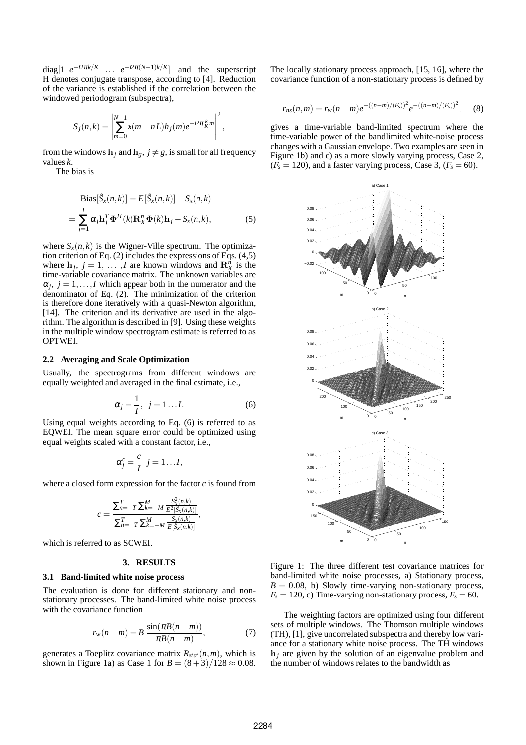$\text{diag}[1 \;\; e^{-i2\pi k/K} \;\; \ldots \;\; e^{-i2\pi(N-1)k/K}]$ and the superscript H denotes conjugate transpose, according to [4]. Reduction of the variance is established if the correlation between the windowed periodogram (subspectra),

$$S_j(n,k) = \left|\sum_{m=0}^{N-1} x(m+nL)h_j(m)e^{-i2\pi\frac{k}{K}m}\right|^2,$$

from the windows $\mathbf{h}_j$ and $\mathbf{h}_g$, $j \neq g$, is small for all frequency values $k$.

The bias is

$$\text{Bias}[\hat{S}_x(n,k)] = E[\hat{S}_x(n,k)] - S_x(n,k)$$
$$= \sum_{j=1}^{I} \alpha_j \mathbf{h}_j^T \mathbf{\Phi}^H(k)\mathbf{R}_X^n \mathbf{\Phi}(k)\mathbf{h}_j - S_x(n,k), \quad (5)$$

where $S_x(n,k)$ is the Wigner-Ville spectrum. The optimization criterion of Eq. (2) includes the expressions of Eqs. (4,5) where $\mathbf{h}_j$, $j = 1, \ldots, I$ are known windows and $\mathbf{R}_X^n$ is the time-variable covariance matrix. The unknown variables are $\alpha_j$, $j = 1, \ldots, I$ which appear both in the numerator and the denominator of Eq. (2). The minimization of the criterion is therefore done iteratively with a quasi-Newton algorithm, [14]. The criterion and its derivative are used in the algorithm. The algorithm is described in [9]. Using these weights in the multiple window spectrogram estimate is referred to as OPTWEI.

### 2.2 Averaging and Scale Optimization

Usually, the spectrograms from different windows are equally weighted and averaged in the final estimate, i.e.,

$$\alpha_j = \frac{1}{I}, \;\; j = 1 \ldots I. \quad (6)$$

Using equal weights according to Eq. (6) is referred to as EQWEI. The mean square error could be optimized using equal weights scaled with a constant factor, i.e.,

$$\alpha_j^c = \frac{c}{I} \;\; j = 1 \ldots I,$$

where a closed form expression for the factor $c$ is found from

$$c = \frac{\sum_{n=-T}^{T}\sum_{k=-M}^{M} \frac{S_x^2(n,k)}{E^2[\hat{S}_x(n,k)]}}{\sum_{n=-T}^{T}\sum_{k=-M}^{M} \frac{S_x(n,k)}{E[\hat{S}_x(n,k)]}},$$

which is referred to as SCWEI.

## 3. RESULTS

### 3.1 Band-limited white noise process

The evaluation is done for different stationary and non-stationary processes. The band-limited white noise process with the covariance function

$$r_w(n-m) = B\,\frac{\sin(\pi B(n-m))}{\pi B(n-m)}, \quad (7)$$

generates a Toeplitz covariance matrix $R_{stat}(n,m)$, which is shown in Figure 1a) as Case 1 for $B = (8+3)/128 \approx 0.08$. The locally stationary process approach, [15, 16], where the covariance function of a non-stationary process is defined by

$$r_{ns}(n,m) = r_w(n-m)e^{-((n-m)/(F_s))^2}e^{-((n+m)/(F_s))^2}, \quad (8)$$

gives a time-variable band-limited spectrum where the time-variable power of the bandlimited white-noise process changes with a Gaussian envelope. Two examples are seen in Figure 1b) and c) as a more slowly varying process, Case 2, ($F_s = 120$), and a faster varying process, Case 3, ($F_s = 60$).

Figure 1: The three different test covariance matrices for band-limited white noise processes, a) Stationary process, $B = 0.08$, b) Slowly time-varying non-stationary process, $F_s = 120$, c) Time-varying non-stationary process, $F_s = 60$.

The weighting factors are optimized using four different sets of multiple windows. The Thomson multiple windows (TH), [1], give uncorrelated subspectra and thereby low variance for a stationary white noise process. The TH windows $\mathbf{h}_j$ are given by the solution of an eigenvalue problem and the number of windows relates to the bandwidth as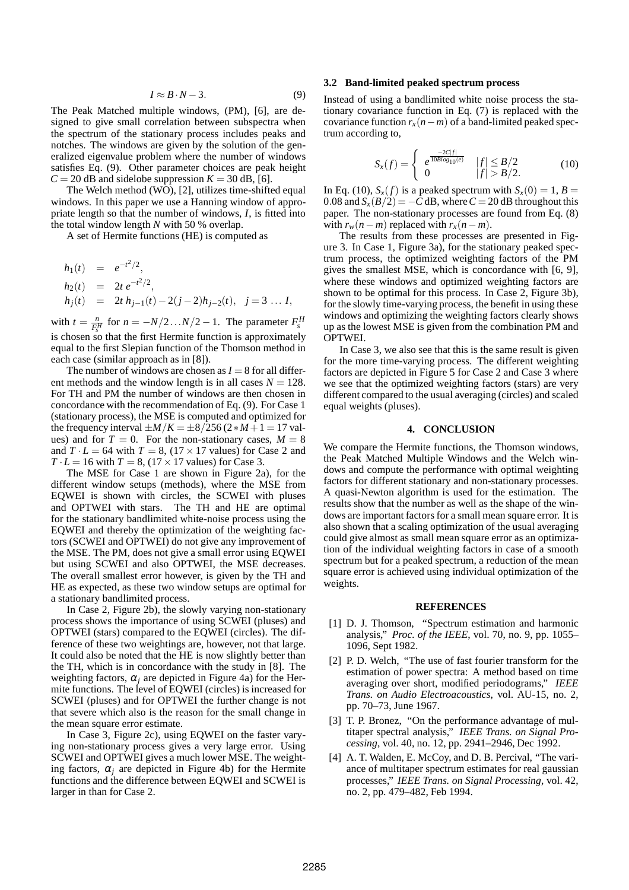$$I \approx B \cdot N - 3. \tag{9}$$

The Peak Matched multiple windows, (PM), [6], are designed to give small correlation between subspectra when the spectrum of the stationary process includes peaks and notches. The windows are given by the solution of the generalized eigenvalue problem where the number of windows satisfies Eq. (9). Other parameter choices are peak height $C = 20$ dB and sidelobe suppression $K = 30$ dB, [6].

The Welch method (WO), [2], utilizes time-shifted equal windows. In this paper we use a Hanning window of appropriate length so that the number of windows, $I$, is fitted into the total window length $N$ with 50 % overlap.

A set of Hermite functions (HE) is computed as

$$\begin{aligned}
h_1(t) &= e^{-t^2/2}, \\
h_2(t) &= 2t\, e^{-t^2/2}, \\
h_j(t) &= 2t\, h_{j-1}(t) - 2(j-2)h_{j-2}(t), \quad j = 3 \ldots I,
\end{aligned}$$

with $t = \frac{n}{F_s^H}$ for $n = -N/2 \ldots N/2 - 1$. The parameter $F_s^H$ is chosen so that the first Hermite function is approximately equal to the first Slepian function of the Thomson method in each case (similar approach as in [8]).

The number of windows are chosen as $I = 8$ for all different methods and the window length is in all cases $N = 128$. For TH and PM the number of windows are then chosen in concordance with the recommendation of Eq. (9). For Case 1 (stationary process), the MSE is computed and optimized for the frequency interval $\pm M/K = \pm 8/256$ $(2 * M + 1 = 17$ values) and for $T = 0$. For the non-stationary cases, $M = 8$ and $T \cdot L = 64$ with $T = 8$, $(17 \times 17$ values) for Case 2 and $T \cdot L = 16$ with $T = 8$, $(17 \times 17$ values) for Case 3.

The MSE for Case 1 are shown in Figure 2a), for the different window setups (methods), where the MSE from EQWEI is shown with circles, the SCWEI with pluses and OPTWEI with stars. The TH and HE are optimal for the stationary bandlimited white-noise process using the EQWEI and thereby the optimization of the weighting factors (SCWEI and OPTWEI) do not give any improvement of the MSE. The PM, does not give a small error using EQWEI but using SCWEI and also OPTWEI, the MSE decreases. The overall smallest error however, is given by the TH and HE as expected, as these two window setups are optimal for a stationary bandlimited process.

In Case 2, Figure 2b), the slowly varying non-stationary process shows the importance of using SCWEI (pluses) and OPTWEI (stars) compared to the EQWEI (circles). The difference of these two weightings are, however, not that large. It could also be noted that the HE is now slightly better than the TH, which is in concordance with the study in [8]. The weighting factors, $\alpha_j$ are depicted in Figure 4a) for the Hermite functions. The level of EQWEI (circles) is increased for SCWEI (pluses) and for OPTWEI the further change is not that severe which also is the reason for the small change in the mean square error estimate.

In Case 3, Figure 2c), using EQWEI on the faster varying non-stationary process gives a very large error. Using SCWEI and OPTWEI gives a much lower MSE. The weighting factors, $\alpha_j$ are depicted in Figure 4b) for the Hermite functions and the difference between EQWEI and SCWEI is larger in than for Case 2.

### 3.2 Band-limited peaked spectrum process

Instead of using a bandlimited white noise process the stationary covariance function in Eq. (7) is replaced with the covariance function $r_x(n-m)$ of a band-limited peaked spectrum according to,

$$S_x(f) = \begin{cases} e^{\frac{-2C|f|}{10B\log_{10}(e)}} & |f| \leq B/2 \\ 0 & |f| > B/2. \end{cases} \tag{10}$$

In Eq. (10), $S_x(f)$ is a peaked spectrum with $S_x(0) = 1$, $B = 0.08$ and $S_x(B/2) = -C$ dB, where $C = 20$ dB throughout this paper. The non-stationary processes are found from Eq. (8) with $r_w(n-m)$ replaced with $r_x(n-m)$.

The results from these processes are presented in Figure 3. In Case 1, Figure 3a), for the stationary peaked spectrum process, the optimized weighting factors of the PM gives the smallest MSE, which is concordance with [6, 9], where these windows and optimized weighting factors are shown to be optimal for this process. In Case 2, Figure 3b), for the slowly time-varying process, the benefit in using these windows and optimizing the weighting factors clearly shows up as the lowest MSE is given from the combination PM and OPTWEI.

In Case 3, we also see that this is the same result is given for the more time-varying process. The different weighting factors are depicted in Figure 5 for Case 2 and Case 3 where we see that the optimized weighting factors (stars) are very different compared to the usual averaging (circles) and scaled equal weights (pluses).

## 4. CONCLUSION

We compare the Hermite functions, the Thomson windows, the Peak Matched Multiple Windows and the Welch windows and compute the performance with optimal weighting factors for different stationary and non-stationary processes. A quasi-Newton algorithm is used for the estimation. The results show that the number as well as the shape of the windows are important factors for a small mean square error. It is also shown that a scaling optimization of the usual averaging could give almost as small mean square error as an optimization of the individual weighting factors in case of a smooth spectrum but for a peaked spectrum, a reduction of the mean square error is achieved using individual optimization of the weights.

## REFERENCES

[1] D. J. Thomson, "Spectrum estimation and harmonic analysis," *Proc. of the IEEE*, vol. 70, no. 9, pp. 1055–1096, Sept 1982.

[2] P. D. Welch, "The use of fast fourier transform for the estimation of power spectra: A method based on time averaging over short, modified periodograms," *IEEE Trans. on Audio Electroacoustics*, vol. AU-15, no. 2, pp. 70–73, June 1967.

[3] T. P. Bronez, "On the performance advantage of multitaper spectral analysis," *IEEE Trans. on Signal Processing*, vol. 40, no. 12, pp. 2941–2946, Dec 1992.

[4] A. T. Walden, E. McCoy, and D. B. Percival, "The variance of multitaper spectrum estimates for real gaussian processes," *IEEE Trans. on Signal Processing*, vol. 42, no. 2, pp. 479–482, Feb 1994.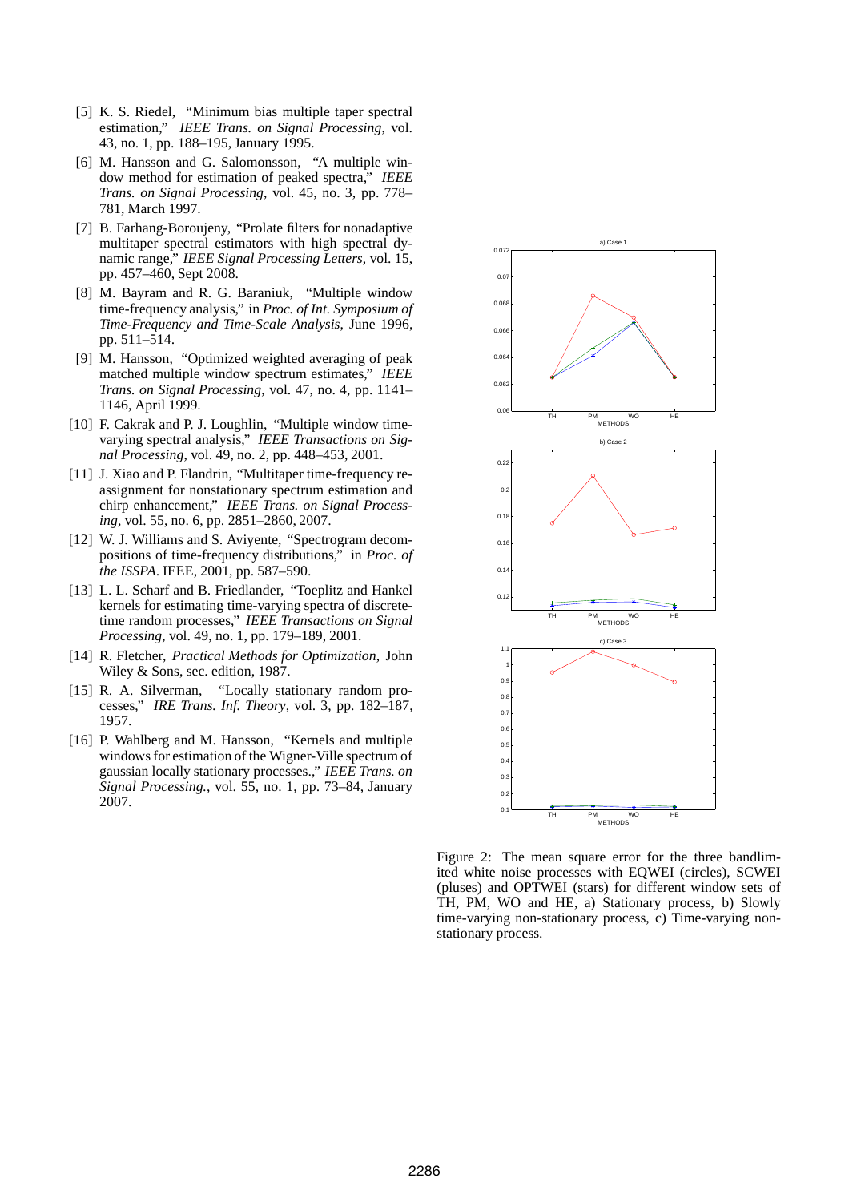- [5] K. S. Riedel, "Minimum bias multiple taper spectral estimation," *IEEE Trans. on Signal Processing*, vol. 43, no. 1, pp. 188–195, January 1995.
- [6] M. Hansson and G. Salomonsson, "A multiple window method for estimation of peaked spectra," *IEEE Trans. on Signal Processing*, vol. 45, no. 3, pp. 778–781, March 1997.
- [7] B. Farhang-Boroujeny, "Prolate filters for nonadaptive multitaper spectral estimators with high spectral dynamic range," *IEEE Signal Processing Letters*, vol. 15, pp. 457–460, Sept 2008.
- [8] M. Bayram and R. G. Baraniuk, "Multiple window time-frequency analysis," in *Proc. of Int. Symposium of Time-Frequency and Time-Scale Analysis*, June 1996, pp. 511–514.
- [9] M. Hansson, "Optimized weighted averaging of peak matched multiple window spectrum estimates," *IEEE Trans. on Signal Processing*, vol. 47, no. 4, pp. 1141–1146, April 1999.
- [10] F. Cakrak and P. J. Loughlin, "Multiple window time-varying spectral analysis," *IEEE Transactions on Signal Processing*, vol. 49, no. 2, pp. 448–453, 2001.
- [11] J. Xiao and P. Flandrin, "Multitaper time-frequency reassignment for nonstationary spectrum estimation and chirp enhancement," *IEEE Trans. on Signal Processing*, vol. 55, no. 6, pp. 2851–2860, 2007.
- [12] W. J. Williams and S. Aviyente, "Spectrogram decompositions of time-frequency distributions," in *Proc. of the ISSPA*. IEEE, 2001, pp. 587–590.
- [13] L. L. Scharf and B. Friedlander, "Toeplitz and Hankel kernels for estimating time-varying spectra of discrete-time random processes," *IEEE Transactions on Signal Processing*, vol. 49, no. 1, pp. 179–189, 2001.
- [14] R. Fletcher, *Practical Methods for Optimization*, John Wiley & Sons, sec. edition, 1987.
- [15] R. A. Silverman, "Locally stationary random processes," *IRE Trans. Inf. Theory*, vol. 3, pp. 182–187, 1957.
- [16] P. Wahlberg and M. Hansson, "Kernels and multiple windows for estimation of the Wigner-Ville spectrum of gaussian locally stationary processes.," *IEEE Trans. on Signal Processing.*, vol. 55, no. 1, pp. 73–84, January 2007.

a) Case 1

0.072
0.07
0.068
0.066
0.064
0.062
0.06

TH PM WO HE
METHODS

b) Case 2

0.22
0.2
0.18
0.16
0.14
0.12

TH PM WO HE
METHODS

c) Case 3

1.1
1
0.9
0.8
0.7
0.6
0.5
0.4
0.3
0.2
0.1

TH PM WO HE
METHODS

Figure 2: The mean square error for the three bandlimited white noise processes with EQWEI (circles), SCWEI (pluses) and OPTWEI (stars) for different window sets of TH, PM, WO and HE, a) Stationary process, b) Slowly time-varying non-stationary process, c) Time-varying non-stationary process.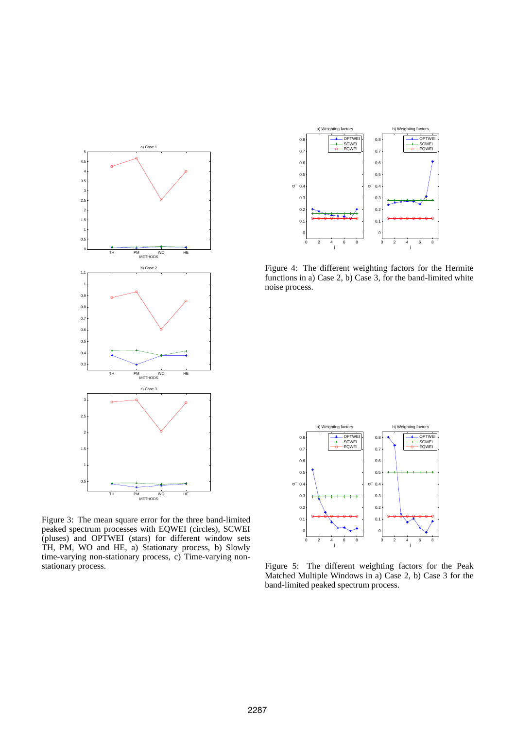a) Case 1

5
4.5
4
3.5
3
2.5
2
1.5
1
0.5
0

TH PM WO HE
METHODS

b) Case 2

1.1
1
0.9
0.8
0.7
0.6
0.5
0.4
0.3

TH PM WO HE
METHODS

c) Case 3

3
2.5
2
1.5
1
0.5

TH PM WO HE
METHODS

Figure 3: The mean square error for the three band-limited peaked spectrum processes with EQWEI (circles), SCWEI (pluses) and OPTWEI (stars) for different window sets TH, PM, WO and HE, a) Stationary process, b) Slowly time-varying non-stationary process, c) Time-varying non-stationary process.

a) Weighting factors

b) Weighting factors

OPTWEI
SCWEI
EQWEI

α

0.8
0.7
0.6
0.5
0.4
0.3
0.2
0.1
0

0 2 4 6 8
j

Figure 4: The different weighting factors for the Hermite functions in a) Case 2, b) Case 3, for the band-limited white noise process.

a) Weighting factors

b) Weighting factors

OPTWEI
SCWEI
EQWEI

α

0.8
0.7
0.6
0.5
0.4
0.3
0.2
0.1
0

0 2 4 6 8
j

Figure 5: The different weighting factors for the Peak Matched Multiple Windows in a) Case 2, b) Case 3 for the band-limited peaked spectrum process.